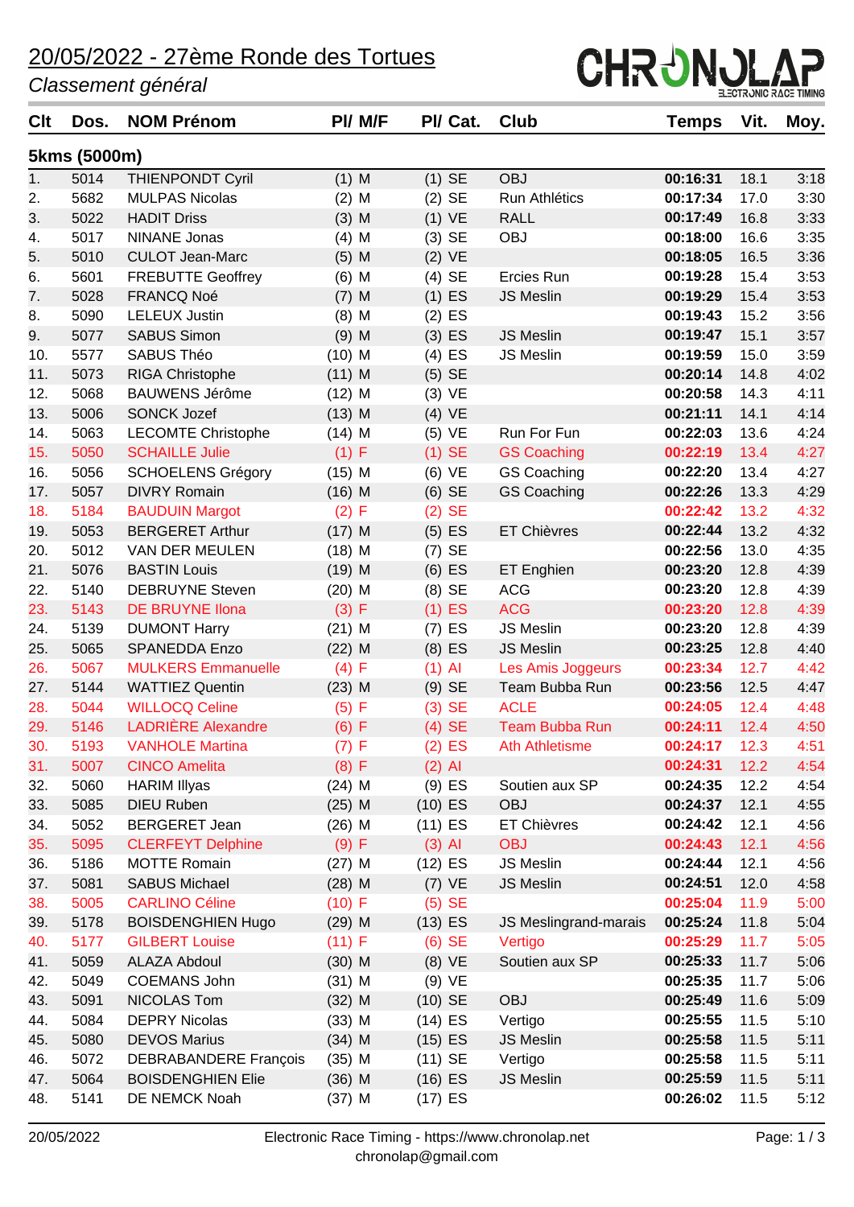# 20/05/2022 - 27ème Ronde des Tortues

*Classement général*

CHRONOLAP ELECTRONIC RACE TIMING

## 5kms (5000m)

| Clt | Dos. | NOM Prénom | Pl/ M/F | Pl/ Cat. | Club | Temps | Vit. | Moy. |
|---|---|---|---|---|---|---|---|---|
| 1. | 5014 | THIENPONDT Cyril | (1) M | (1) SE | OBJ | **00:16:31** | 18.1 | 3:18 |
| 2. | 5682 | MULPAS Nicolas | (2) M | (2) SE | Run Athlétics | **00:17:34** | 17.0 | 3:30 |
| 3. | 5022 | HADIT Driss | (3) M | (1) VE | RALL | **00:17:49** | 16.8 | 3:33 |
| 4. | 5017 | NINANE Jonas | (4) M | (3) SE | OBJ | **00:18:00** | 16.6 | 3:35 |
| 5. | 5010 | CULOT Jean-Marc | (5) M | (2) VE | | **00:18:05** | 16.5 | 3:36 |
| 6. | 5601 | FREBUTTE Geoffrey | (6) M | (4) SE | Ercies Run | **00:19:28** | 15.4 | 3:53 |
| 7. | 5028 | FRANCQ Noé | (7) M | (1) ES | JS Meslin | **00:19:29** | 15.4 | 3:53 |
| 8. | 5090 | LELEUX Justin | (8) M | (2) ES | | **00:19:43** | 15.2 | 3:56 |
| 9. | 5077 | SABUS Simon | (9) M | (3) ES | JS Meslin | **00:19:47** | 15.1 | 3:57 |
| 10. | 5577 | SABUS Théo | (10) M | (4) ES | JS Meslin | **00:19:59** | 15.0 | 3:59 |
| 11. | 5073 | RIGA Christophe | (11) M | (5) SE | | **00:20:14** | 14.8 | 4:02 |
| 12. | 5068 | BAUWENS Jérôme | (12) M | (3) VE | | **00:20:58** | 14.3 | 4:11 |
| 13. | 5006 | SONCK Jozef | (13) M | (4) VE | | **00:21:11** | 14.1 | 4:14 |
| 14. | 5063 | LECOMTE Christophe | (14) M | (5) VE | Run For Fun | **00:22:03** | 13.6 | 4:24 |
| 15. | 5050 | SCHAILLE Julie | (1) F | (1) SE | GS Coaching | **00:22:19** | 13.4 | 4:27 |
| 16. | 5056 | SCHOELENS Grégory | (15) M | (6) VE | GS Coaching | **00:22:20** | 13.4 | 4:27 |
| 17. | 5057 | DIVRY Romain | (16) M | (6) SE | GS Coaching | **00:22:26** | 13.3 | 4:29 |
| 18. | 5184 | BAUDUIN Margot | (2) F | (2) SE | | **00:22:42** | 13.2 | 4:32 |
| 19. | 5053 | BERGERET Arthur | (17) M | (5) ES | ET Chièvres | **00:22:44** | 13.2 | 4:32 |
| 20. | 5012 | VAN DER MEULEN | (18) M | (7) SE | | **00:22:56** | 13.0 | 4:35 |
| 21. | 5076 | BASTIN Louis | (19) M | (6) ES | ET Enghien | **00:23:20** | 12.8 | 4:39 |
| 22. | 5140 | DEBRUYNE Steven | (20) M | (8) SE | ACG | **00:23:20** | 12.8 | 4:39 |
| 23. | 5143 | DE BRUYNE Ilona | (3) F | (1) ES | ACG | **00:23:20** | 12.8 | 4:39 |
| 24. | 5139 | DUMONT Harry | (21) M | (7) ES | JS Meslin | **00:23:20** | 12.8 | 4:39 |
| 25. | 5065 | SPANEDDA Enzo | (22) M | (8) ES | JS Meslin | **00:23:25** | 12.8 | 4:40 |
| 26. | 5067 | MULKERS Emmanuelle | (4) F | (1) AI | Les Amis Joggeurs | **00:23:34** | 12.7 | 4:42 |
| 27. | 5144 | WATTIEZ Quentin | (23) M | (9) SE | Team Bubba Run | **00:23:56** | 12.5 | 4:47 |
| 28. | 5044 | WILLOCQ Celine | (5) F | (3) SE | ACLE | **00:24:05** | 12.4 | 4:48 |
| 29. | 5146 | LADRIÈRE Alexandre | (6) F | (4) SE | Team Bubba Run | **00:24:11** | 12.4 | 4:50 |
| 30. | 5193 | VANHOLE Martina | (7) F | (2) ES | Ath Athletisme | **00:24:17** | 12.3 | 4:51 |
| 31. | 5007 | CINCO Amelita | (8) F | (2) AI | | **00:24:31** | 12.2 | 4:54 |
| 32. | 5060 | HARIM Illyas | (24) M | (9) ES | Soutien aux SP | **00:24:35** | 12.2 | 4:54 |
| 33. | 5085 | DIEU Ruben | (25) M | (10) ES | OBJ | **00:24:37** | 12.1 | 4:55 |
| 34. | 5052 | BERGERET Jean | (26) M | (11) ES | ET Chièvres | **00:24:42** | 12.1 | 4:56 |
| 35. | 5095 | CLERFEYT Delphine | (9) F | (3) AI | OBJ | **00:24:43** | 12.1 | 4:56 |
| 36. | 5186 | MOTTE Romain | (27) M | (12) ES | JS Meslin | **00:24:44** | 12.1 | 4:56 |
| 37. | 5081 | SABUS Michael | (28) M | (7) VE | JS Meslin | **00:24:51** | 12.0 | 4:58 |
| 38. | 5005 | CARLINO Céline | (10) F | (5) SE | | **00:25:04** | 11.9 | 5:00 |
| 39. | 5178 | BOISDENGHIEN Hugo | (29) M | (13) ES | JS Meslingrand-marais | **00:25:24** | 11.8 | 5:04 |
| 40. | 5177 | GILBERT Louise | (11) F | (6) SE | Vertigo | **00:25:29** | 11.7 | 5:05 |
| 41. | 5059 | ALAZA Abdoul | (30) M | (8) VE | Soutien aux SP | **00:25:33** | 11.7 | 5:06 |
| 42. | 5049 | COEMANS John | (31) M | (9) VE | | **00:25:35** | 11.7 | 5:06 |
| 43. | 5091 | NICOLAS Tom | (32) M | (10) SE | OBJ | **00:25:49** | 11.6 | 5:09 |
| 44. | 5084 | DEPRY Nicolas | (33) M | (14) ES | Vertigo | **00:25:55** | 11.5 | 5:10 |
| 45. | 5080 | DEVOS Marius | (34) M | (15) ES | JS Meslin | **00:25:58** | 11.5 | 5:11 |
| 46. | 5072 | DEBRABANDERE François | (35) M | (11) SE | Vertigo | **00:25:58** | 11.5 | 5:11 |
| 47. | 5064 | BOISDENGHIEN Elie | (36) M | (16) ES | JS Meslin | **00:25:59** | 11.5 | 5:11 |
| 48. | 5141 | DE NEMCK Noah | (37) M | (17) ES | | **00:26:02** | 11.5 | 5:12 |

20/05/2022 — Electronic Race Timing - https://www.chronolap.net — chronolap@gmail.com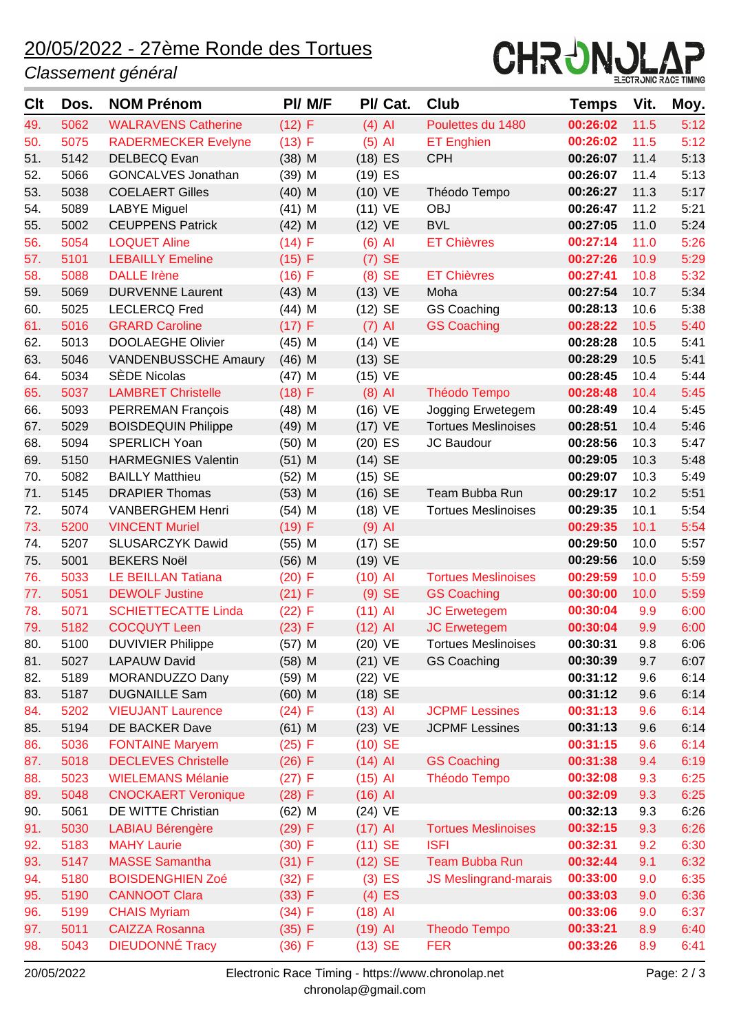# 20/05/2022 - 27ème Ronde des Tortues

*Classement général*

CHRONOLAP ELECTRONIC RACE TIMING

| Clt | Dos. | NOM Prénom | Pl/ M/F | Pl/ Cat. | Club | Temps | Vit. | Moy. |
|---|---|---|---|---|---|---|---|---|
| 49. | 5062 | WALRAVENS Catherine | (12) F | (4) AI | Poulettes du 1480 | 00:26:02 | 11.5 | 5:12 |
| 50. | 5075 | RADERMECKER Evelyne | (13) F | (5) AI | ET Enghien | 00:26:02 | 11.5 | 5:12 |
| 51. | 5142 | DELBECQ Evan | (38) M | (18) ES | CPH | 00:26:07 | 11.4 | 5:13 |
| 52. | 5066 | GONCALVES Jonathan | (39) M | (19) ES | | 00:26:07 | 11.4 | 5:13 |
| 53. | 5038 | COELAERT Gilles | (40) M | (10) VE | Théodo Tempo | 00:26:27 | 11.3 | 5:17 |
| 54. | 5089 | LABYE Miguel | (41) M | (11) VE | OBJ | 00:26:47 | 11.2 | 5:21 |
| 55. | 5002 | CEUPPENS Patrick | (42) M | (12) VE | BVL | 00:27:05 | 11.0 | 5:24 |
| 56. | 5054 | LOQUET Aline | (14) F | (6) AI | ET Chièvres | 00:27:14 | 11.0 | 5:26 |
| 57. | 5101 | LEBAILLY Emeline | (15) F | (7) SE | | 00:27:26 | 10.9 | 5:29 |
| 58. | 5088 | DALLE Irène | (16) F | (8) SE | ET Chièvres | 00:27:41 | 10.8 | 5:32 |
| 59. | 5069 | DURVENNE Laurent | (43) M | (13) VE | Moha | 00:27:54 | 10.7 | 5:34 |
| 60. | 5025 | LECLERCQ Fred | (44) M | (12) SE | GS Coaching | 00:28:13 | 10.6 | 5:38 |
| 61. | 5016 | GRARD Caroline | (17) F | (7) AI | GS Coaching | 00:28:22 | 10.5 | 5:40 |
| 62. | 5013 | DOOLAEGHE Olivier | (45) M | (14) VE | | 00:28:28 | 10.5 | 5:41 |
| 63. | 5046 | VANDENBUSSCHE Amaury | (46) M | (13) SE | | 00:28:29 | 10.5 | 5:41 |
| 64. | 5034 | SÈDE Nicolas | (47) M | (15) VE | | 00:28:45 | 10.4 | 5:44 |
| 65. | 5037 | LAMBRET Christelle | (18) F | (8) AI | Théodo Tempo | 00:28:48 | 10.4 | 5:45 |
| 66. | 5093 | PERREMAN François | (48) M | (16) VE | Jogging Erwetegem | 00:28:49 | 10.4 | 5:45 |
| 67. | 5029 | BOISDEQUIN Philippe | (49) M | (17) VE | Tortues Meslinoises | 00:28:51 | 10.4 | 5:46 |
| 68. | 5094 | SPERLICH Yoan | (50) M | (20) ES | JC Baudour | 00:28:56 | 10.3 | 5:47 |
| 69. | 5150 | HARMEGNIES Valentin | (51) M | (14) SE | | 00:29:05 | 10.3 | 5:48 |
| 70. | 5082 | BAILLY Matthieu | (52) M | (15) SE | | 00:29:07 | 10.3 | 5:49 |
| 71. | 5145 | DRAPIER Thomas | (53) M | (16) SE | Team Bubba Run | 00:29:17 | 10.2 | 5:51 |
| 72. | 5074 | VANBERGHEM Henri | (54) M | (18) VE | Tortues Meslinoises | 00:29:35 | 10.1 | 5:54 |
| 73. | 5200 | VINCENT Muriel | (19) F | (9) AI | | 00:29:35 | 10.1 | 5:54 |
| 74. | 5207 | SLUSARCZYK Dawid | (55) M | (17) SE | | 00:29:50 | 10.0 | 5:57 |
| 75. | 5001 | BEKERS Noël | (56) M | (19) VE | | 00:29:56 | 10.0 | 5:59 |
| 76. | 5033 | LE BEILLAN Tatiana | (20) F | (10) AI | Tortues Meslinoises | 00:29:59 | 10.0 | 5:59 |
| 77. | 5051 | DEWOLF Justine | (21) F | (9) SE | GS Coaching | 00:30:00 | 10.0 | 5:59 |
| 78. | 5071 | SCHIETTECATTE Linda | (22) F | (11) AI | JC Erwetegem | 00:30:04 | 9.9 | 6:00 |
| 79. | 5182 | COCQUYT Leen | (23) F | (12) AI | JC Erwetegem | 00:30:04 | 9.9 | 6:00 |
| 80. | 5100 | DUVIVIER Philippe | (57) M | (20) VE | Tortues Meslinoises | 00:30:31 | 9.8 | 6:06 |
| 81. | 5027 | LAPAUW David | (58) M | (21) VE | GS Coaching | 00:30:39 | 9.7 | 6:07 |
| 82. | 5189 | MORANDUZZO Dany | (59) M | (22) VE | | 00:31:12 | 9.6 | 6:14 |
| 83. | 5187 | DUGNAILLE Sam | (60) M | (18) SE | | 00:31:12 | 9.6 | 6:14 |
| 84. | 5202 | VIEUJANT Laurence | (24) F | (13) AI | JCPMF Lessines | 00:31:13 | 9.6 | 6:14 |
| 85. | 5194 | DE BACKER Dave | (61) M | (23) VE | JCPMF Lessines | 00:31:13 | 9.6 | 6:14 |
| 86. | 5036 | FONTAINE Maryem | (25) F | (10) SE | | 00:31:15 | 9.6 | 6:14 |
| 87. | 5018 | DECLEVES Christelle | (26) F | (14) AI | GS Coaching | 00:31:38 | 9.4 | 6:19 |
| 88. | 5023 | WIELEMANS Mélanie | (27) F | (15) AI | Théodo Tempo | 00:32:08 | 9.3 | 6:25 |
| 89. | 5048 | CNOCKAERT Veronique | (28) F | (16) AI | | 00:32:09 | 9.3 | 6:25 |
| 90. | 5061 | DE WITTE Christian | (62) M | (24) VE | | 00:32:13 | 9.3 | 6:26 |
| 91. | 5030 | LABIAU Bérengère | (29) F | (17) AI | Tortues Meslinoises | 00:32:15 | 9.3 | 6:26 |
| 92. | 5183 | MAHY Laurie | (30) F | (11) SE | ISFI | 00:32:31 | 9.2 | 6:30 |
| 93. | 5147 | MASSE Samantha | (31) F | (12) SE | Team Bubba Run | 00:32:44 | 9.1 | 6:32 |
| 94. | 5180 | BOISDENGHIEN Zoé | (32) F | (3) ES | JS Meslingrand-marais | 00:33:00 | 9.0 | 6:35 |
| 95. | 5190 | CANNOOT Clara | (33) F | (4) ES | | 00:33:03 | 9.0 | 6:36 |
| 96. | 5199 | CHAIS Myriam | (34) F | (18) AI | | 00:33:06 | 9.0 | 6:37 |
| 97. | 5011 | CAIZZA Rosanna | (35) F | (19) AI | Theodo Tempo | 00:33:21 | 8.9 | 6:40 |
| 98. | 5043 | DIEUDONNÉ Tracy | (36) F | (13) SE | FER | 00:33:26 | 8.9 | 6:41 |

20/05/2022 — Electronic Race Timing - https://www.chronolap.net — chronolap@gmail.com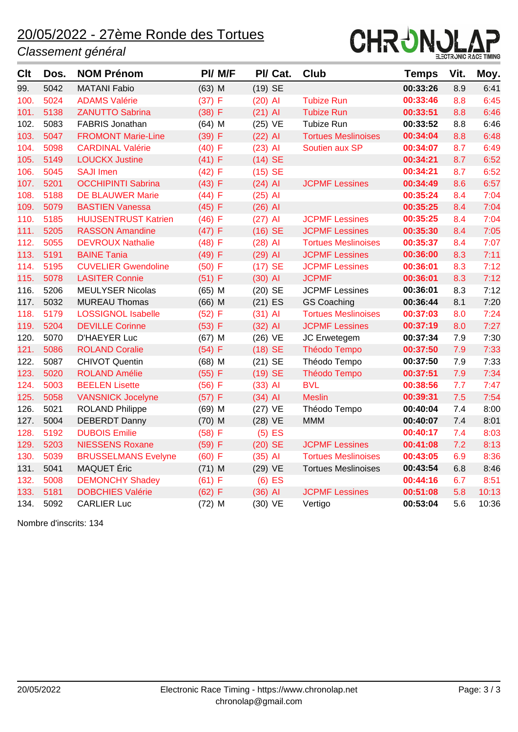# 20/05/2022 - 27ème Ronde des Tortues

*Classement général*

| Clt | Dos. | NOM Prénom | Pl/ M/F | Pl/ Cat. | Club | Temps | Vit. | Moy. |
|---|---|---|---|---|---|---|---|---|
| 99. | 5042 | MATANI Fabio | (63) M | (19) SE | | **00:33:26** | 8.9 | 6:41 |
| 100. | 5024 | ADAMS Valérie | (37) F | (20) AI | Tubize Run | **00:33:46** | 8.8 | 6:45 |
| 101. | 5138 | ZANUTTO Sabrina | (38) F | (21) AI | Tubize Run | **00:33:51** | 8.8 | 6:46 |
| 102. | 5083 | FABRIS Jonathan | (64) M | (25) VE | Tubize Run | **00:33:52** | 8.8 | 6:46 |
| 103. | 5047 | FROMONT Marie-Line | (39) F | (22) AI | Tortues Meslinoises | **00:34:04** | 8.8 | 6:48 |
| 104. | 5098 | CARDINAL Valérie | (40) F | (23) AI | Soutien aux SP | **00:34:07** | 8.7 | 6:49 |
| 105. | 5149 | LOUCKX Justine | (41) F | (14) SE | | **00:34:21** | 8.7 | 6:52 |
| 106. | 5045 | SAJI Imen | (42) F | (15) SE | | **00:34:21** | 8.7 | 6:52 |
| 107. | 5201 | OCCHIPINTI Sabrina | (43) F | (24) AI | JCPMF Lessines | **00:34:49** | 8.6 | 6:57 |
| 108. | 5188 | DE BLAUWER Marie | (44) F | (25) AI | | **00:35:24** | 8.4 | 7:04 |
| 109. | 5079 | BASTIEN Vanessa | (45) F | (26) AI | | **00:35:25** | 8.4 | 7:04 |
| 110. | 5185 | HUIJSENTRUST Katrien | (46) F | (27) AI | JCPMF Lessines | **00:35:25** | 8.4 | 7:04 |
| 111. | 5205 | RASSON Amandine | (47) F | (16) SE | JCPMF Lessines | **00:35:30** | 8.4 | 7:05 |
| 112. | 5055 | DEVROUX Nathalie | (48) F | (28) AI | Tortues Meslinoises | **00:35:37** | 8.4 | 7:07 |
| 113. | 5191 | BAINE Tania | (49) F | (29) AI | JCPMF Lessines | **00:36:00** | 8.3 | 7:11 |
| 114. | 5195 | CUVELIER Gwendoline | (50) F | (17) SE | JCPMF Lessines | **00:36:01** | 8.3 | 7:12 |
| 115. | 5078 | LASITER Connie | (51) F | (30) AI | JCPMF | **00:36:01** | 8.3 | 7:12 |
| 116. | 5206 | MEULYSER Nicolas | (65) M | (20) SE | JCPMF Lessines | **00:36:01** | 8.3 | 7:12 |
| 117. | 5032 | MUREAU Thomas | (66) M | (21) ES | GS Coaching | **00:36:44** | 8.1 | 7:20 |
| 118. | 5179 | LOSSIGNOL Isabelle | (52) F | (31) AI | Tortues Meslinoises | **00:37:03** | 8.0 | 7:24 |
| 119. | 5204 | DEVILLE Corinne | (53) F | (32) AI | JCPMF Lessines | **00:37:19** | 8.0 | 7:27 |
| 120. | 5070 | D'HAEYER Luc | (67) M | (26) VE | JC Erwetegem | **00:37:34** | 7.9 | 7:30 |
| 121. | 5086 | ROLAND Coralie | (54) F | (18) SE | Théodo Tempo | **00:37:50** | 7.9 | 7:33 |
| 122. | 5087 | CHIVOT Quentin | (68) M | (21) SE | Théodo Tempo | **00:37:50** | 7.9 | 7:33 |
| 123. | 5020 | ROLAND Amélie | (55) F | (19) SE | Théodo Tempo | **00:37:51** | 7.9 | 7:34 |
| 124. | 5003 | BEELEN Lisette | (56) F | (33) AI | BVL | **00:38:56** | 7.7 | 7:47 |
| 125. | 5058 | VANSNICK Jocelyne | (57) F | (34) AI | Meslin | **00:39:31** | 7.5 | 7:54 |
| 126. | 5021 | ROLAND Philippe | (69) M | (27) VE | Théodo Tempo | **00:40:04** | 7.4 | 8:00 |
| 127. | 5004 | DEBERDT Danny | (70) M | (28) VE | MMM | **00:40:07** | 7.4 | 8:01 |
| 128. | 5192 | DUBOIS Emilie | (58) F | (5) ES | | **00:40:17** | 7.4 | 8:03 |
| 129. | 5203 | NIESSENS Roxane | (59) F | (20) SE | JCPMF Lessines | **00:41:08** | 7.2 | 8:13 |
| 130. | 5039 | BRUSSELMANS Evelyne | (60) F | (35) AI | Tortues Meslinoises | **00:43:05** | 6.9 | 8:36 |
| 131. | 5041 | MAQUET Éric | (71) M | (29) VE | Tortues Meslinoises | **00:43:54** | 6.8 | 8:46 |
| 132. | 5008 | DEMONCHY Shadey | (61) F | (6) ES | | **00:44:16** | 6.7 | 8:51 |
| 133. | 5181 | DOBCHIES Valérie | (62) F | (36) AI | JCPMF Lessines | **00:51:08** | 5.8 | 10:13 |
| 134. | 5092 | CARLIER Luc | (72) M | (30) VE | Vertigo | **00:53:04** | 5.6 | 10:36 |

Nombre d'inscrits: 134

20/05/2022 — Electronic Race Timing - https://www.chronolap.net — chronolap@gmail.com